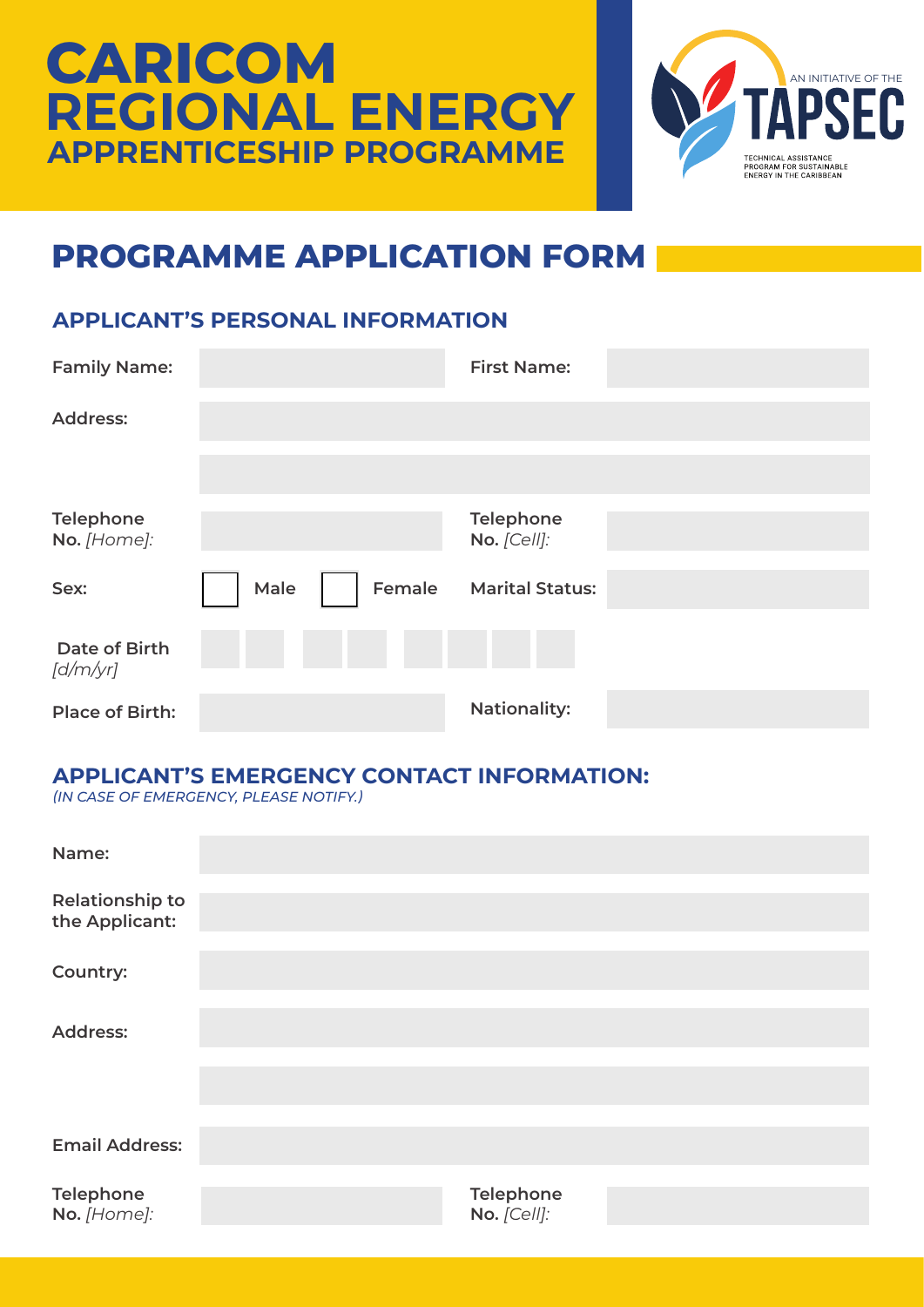# CARICOM REGIONAL ENERGY APPRENTICESHIP PROGRAMME

AN INITIATIVE OF THE **TAPSEC**
TECHNICAL ASSISTANCE PROGRAM FOR SUSTAINABLE ENERGY IN THE CARIBBEAN

## PROGRAMME APPLICATION FORM

### APPLICANT'S PERSONAL INFORMATION

| | | | |
|---|---|---|---|
| **Family Name:** | | **First Name:** | |
| **Address:** | | | |
| | | | |
| **Telephone No.** *[Home]:* | | **Telephone No.** *[Cell]:* | |
| **Sex:** | ☐ Male ☐ Female | **Marital Status:** | |
| **Date of Birth** *[d/m/yr]* | | | |
| **Place of Birth:** | | **Nationality:** | |

### APPLICANT'S EMERGENCY CONTACT INFORMATION:

*(IN CASE OF EMERGENCY, PLEASE NOTIFY.)*

| | | | |
|---|---|---|---|
| **Name:** | | | |
| **Relationship to the Applicant:** | | | |
| **Country:** | | | |
| **Address:** | | | |
| | | | |
| **Email Address:** | | | |
| **Telephone No.** *[Home]:* | | **Telephone No.** *[Cell]:* | |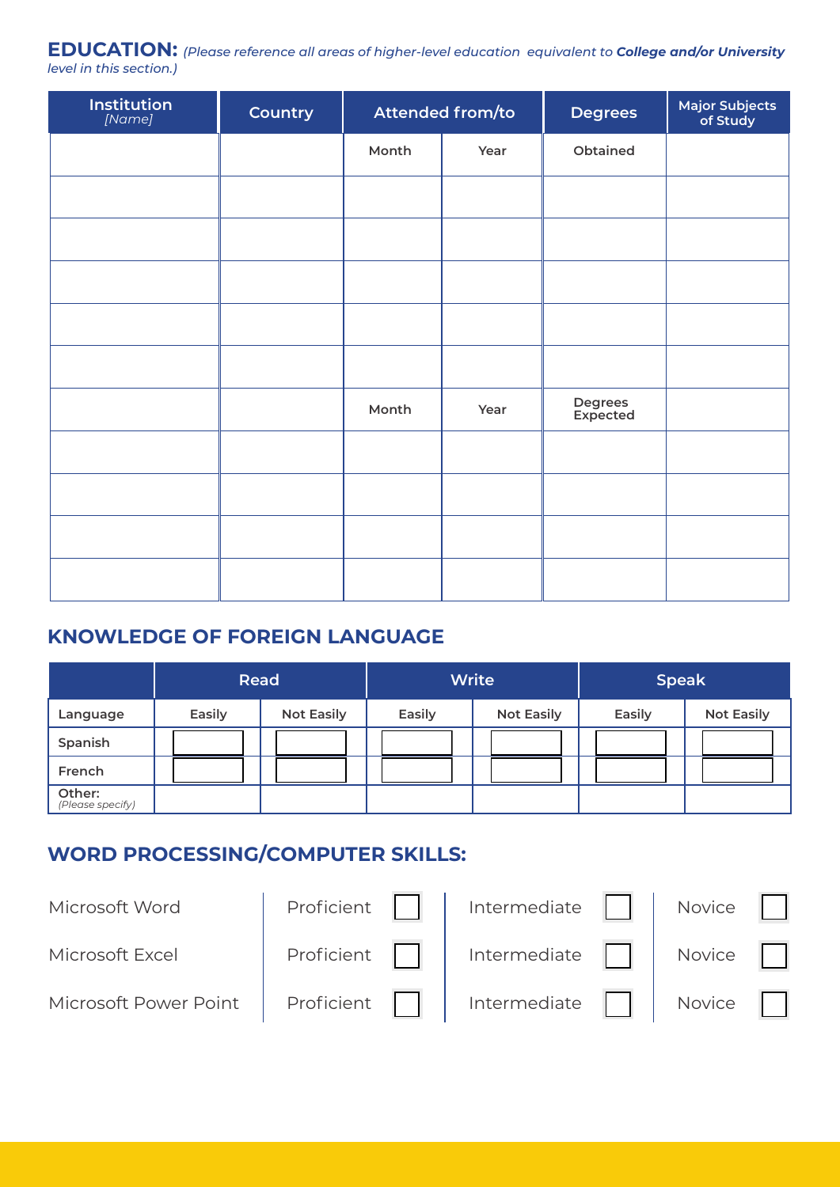**EDUCATION:** *(Please reference all areas of higher-level education equivalent to **College and/or University** level in this section.)*

| Institution *[Name]* | Country | Attended from/to | | Degrees | Major Subjects of Study |
|---|---|---|---|---|---|
| | | Month | Year | Obtained | |
| | | | | | |
| | | | | | |
| | | | | | |
| | | | | | |
| | | | | | |
| | | Month | Year | Degrees Expected | |
| | | | | | |
| | | | | | |
| | | | | | |
| | | | | | |

## KNOWLEDGE OF FOREIGN LANGUAGE

| | Read | | Write | | Speak | |
|---|---|---|---|---|---|---|
| Language | Easily | Not Easily | Easily | Not Easily | Easily | Not Easily |
| Spanish | ☐ | ☐ | ☐ | ☐ | ☐ | ☐ |
| French | ☐ | ☐ | ☐ | ☐ | ☐ | ☐ |
| Other: *(Please specify)* | | | | | | |

## WORD PROCESSING/COMPUTER SKILLS:

| | | | |
|---|---|---|---|
| Microsoft Word | Proficient ☐ | Intermediate ☐ | Novice ☐ |
| Microsoft Excel | Proficient ☐ | Intermediate ☐ | Novice ☐ |
| Microsoft Power Point | Proficient ☐ | Intermediate ☐ | Novice ☐ |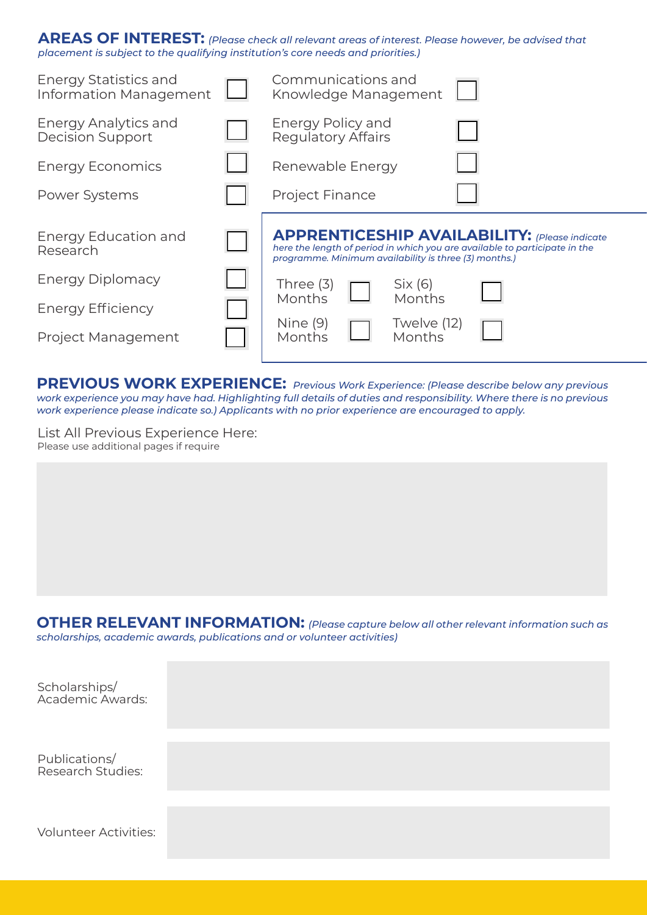## AREAS OF INTEREST: *(Please check all relevant areas of interest. Please however, be advised that placement is subject to the qualifying institution's core needs and priorities.)*

| | | | |
|---|---|---|---|
| Energy Statistics and Information Management | ☐ | Communications and Knowledge Management | ☐ |
| Energy Analytics and Decision Support | ☐ | Energy Policy and Regulatory Affairs | ☐ |
| Energy Economics | ☐ | Renewable Energy | ☐ |
| Power Systems | ☐ | Project Finance | ☐ |
| Energy Education and Research | ☐ | | |
| Energy Diplomacy | ☐ | | |
| Energy Efficiency | ☐ | | |
| Project Management | ☐ | | |

## APPRENTICESHIP AVAILABILITY: *(Please indicate here the length of period in which you are available to participate in the programme. Minimum availability is three (3) months.)*

| | | | |
|---|---|---|---|
| Three (3) Months | ☐ | Six (6) Months | ☐ |
| Nine (9) Months | ☐ | Twelve (12) Months | ☐ |

## PREVIOUS WORK EXPERIENCE: *Previous Work Experience: (Please describe below any previous work experience you may have had. Highlighting full details of duties and responsibility. Where there is no previous work experience please indicate so.) Applicants with no prior experience are encouraged to apply.*

List All Previous Experience Here:
Please use additional pages if require

## OTHER RELEVANT INFORMATION: *(Please capture below all other relevant information such as scholarships, academic awards, publications and or volunteer activities)*

| | |
|---|---|
| Scholarships/ Academic Awards: | |
| Publications/ Research Studies: | |
| Volunteer Activities: | |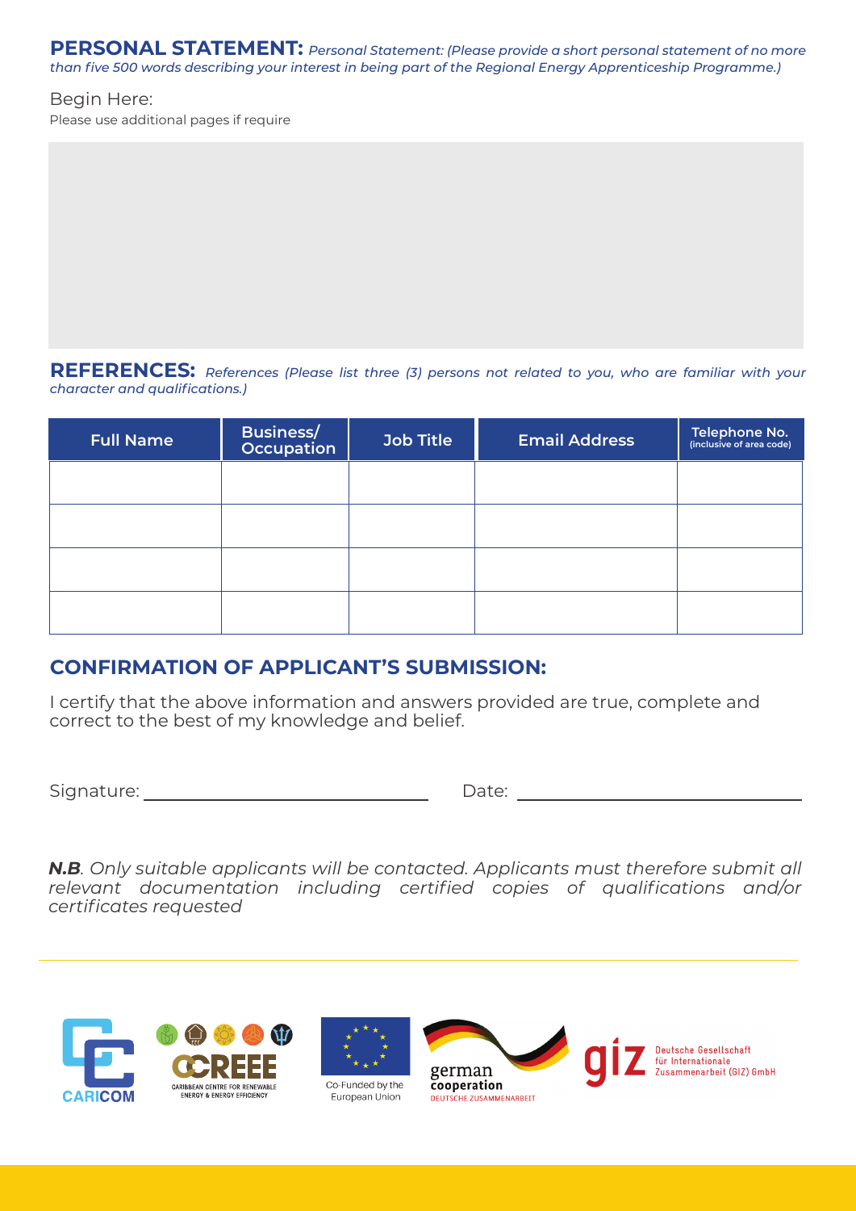**PERSONAL STATEMENT:** *Personal Statement: (Please provide a short personal statement of no more than five 500 words describing your interest in being part of the Regional Energy Apprenticeship Programme.)*

Begin Here:

Please use additional pages if require

**REFERENCES:** *References (Please list three (3) persons not related to you, who are familiar with your character and qualifications.)*

| Full Name | Business/ Occupation | Job Title | Email Address | Telephone No. (inclusive of area code) |
|---|---|---|---|---|
| | | | | |
| | | | | |
| | | | | |
| | | | | |

## CONFIRMATION OF APPLICANT'S SUBMISSION:

I certify that the above information and answers provided are true, complete and correct to the best of my knowledge and belief.

Signature: ______________________ Date: ______________________

***N.B**. Only suitable applicants will be contacted. Applicants must therefore submit all relevant documentation including certified copies of qualifications and/or certificates requested*

CARICOM

CCREEE CARIBBEAN CENTRE FOR RENEWABLE ENERGY & ENERGY EFFICIENCY

Co-Funded by the European Union

german cooperation DEUTSCHE ZUSAMMENARBEIT

giz Deutsche Gesellschaft für Internationale Zusammenarbeit (GIZ) GmbH